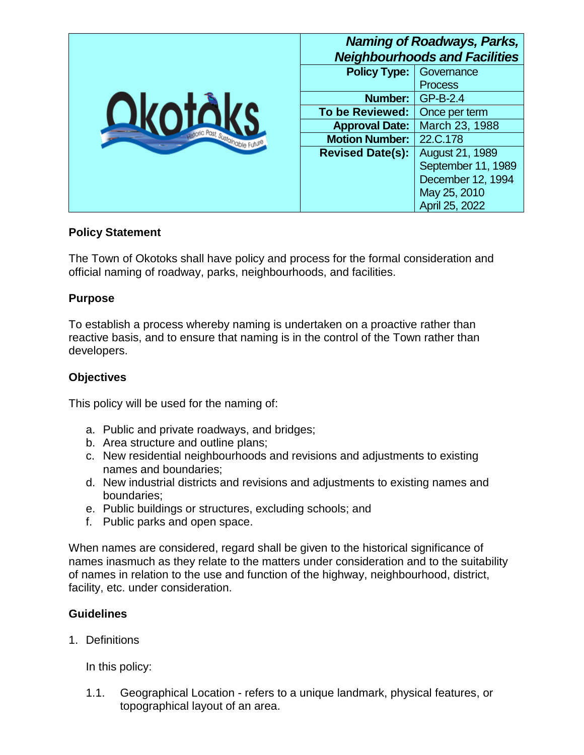| Okotoks – Historic Past, Sustainable Future | Naming of Roadways, Parks, Neighbourhoods and Facilities | |
|---|---|---|
| | **Policy Type:** | Governance Process |
| | **Number:** | GP-B-2.4 |
| | **To be Reviewed:** | Once per term |
| | **Approval Date:** | March 23, 1988 |
| | **Motion Number:** | 22.C.178 |
| | **Revised Date(s):** | August 21, 1989<br>September 11, 1989<br>December 12, 1994<br>May 25, 2010<br>April 25, 2022 |

## Policy Statement

The Town of Okotoks shall have policy and process for the formal consideration and official naming of roadway, parks, neighbourhoods, and facilities.

## Purpose

To establish a process whereby naming is undertaken on a proactive rather than reactive basis, and to ensure that naming is in the control of the Town rather than developers.

## Objectives

This policy will be used for the naming of:

a. Public and private roadways, and bridges;
b. Area structure and outline plans;
c. New residential neighbourhoods and revisions and adjustments to existing names and boundaries;
d. New industrial districts and revisions and adjustments to existing names and boundaries;
e. Public buildings or structures, excluding schools; and
f. Public parks and open space.

When names are considered, regard shall be given to the historical significance of names inasmuch as they relate to the matters under consideration and to the suitability of names in relation to the use and function of the highway, neighbourhood, district, facility, etc. under consideration.

## Guidelines

1. Definitions

   In this policy:

   1.1. Geographical Location - refers to a unique landmark, physical features, or topographical layout of an area.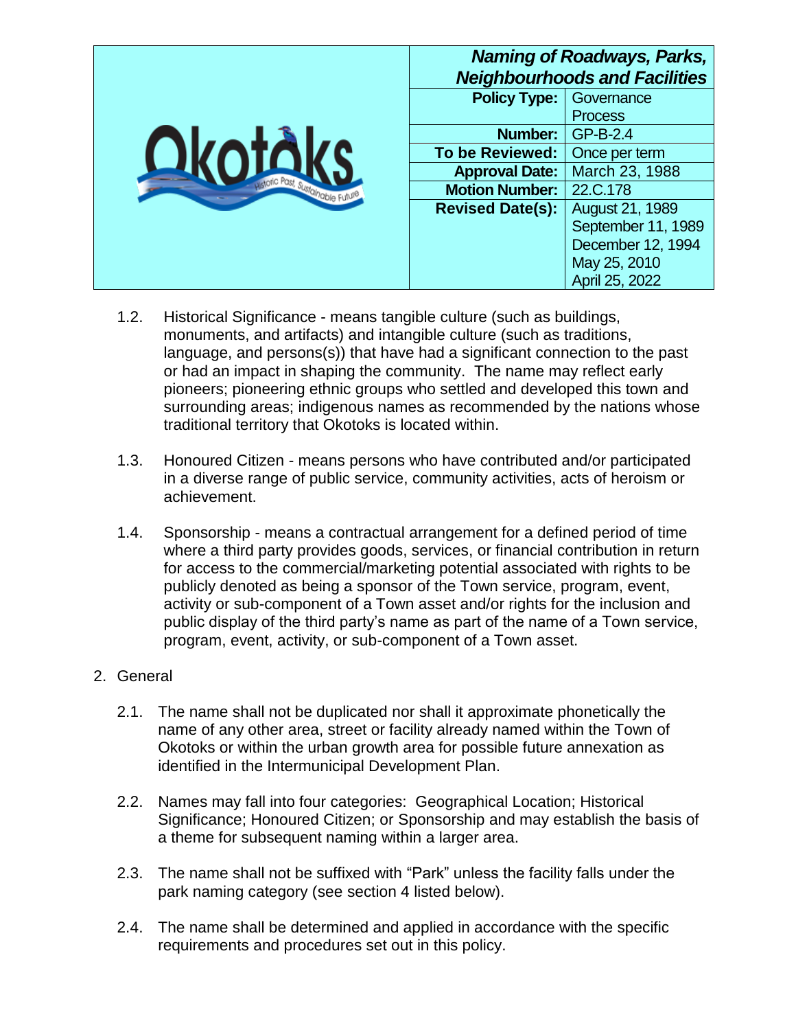1.2. Historical Significance - means tangible culture (such as buildings, monuments, and artifacts) and intangible culture (such as traditions, language, and persons(s)) that have had a significant connection to the past or had an impact in shaping the community. The name may reflect early pioneers; pioneering ethnic groups who settled and developed this town and surrounding areas; indigenous names as recommended by the nations whose traditional territory that Okotoks is located within.

1.3. Honoured Citizen - means persons who have contributed and/or participated in a diverse range of public service, community activities, acts of heroism or achievement.

1.4. Sponsorship - means a contractual arrangement for a defined period of time where a third party provides goods, services, or financial contribution in return for access to the commercial/marketing potential associated with rights to be publicly denoted as being a sponsor of the Town service, program, event, activity or sub-component of a Town asset and/or rights for the inclusion and public display of the third party's name as part of the name of a Town service, program, event, activity, or sub-component of a Town asset.

2. General

2.1. The name shall not be duplicated nor shall it approximate phonetically the name of any other area, street or facility already named within the Town of Okotoks or within the urban growth area for possible future annexation as identified in the Intermunicipal Development Plan.

2.2. Names may fall into four categories: Geographical Location; Historical Significance; Honoured Citizen; or Sponsorship and may establish the basis of a theme for subsequent naming within a larger area.

2.3. The name shall not be suffixed with "Park" unless the facility falls under the park naming category (see section 4 listed below).

2.4. The name shall be determined and applied in accordance with the specific requirements and procedures set out in this policy.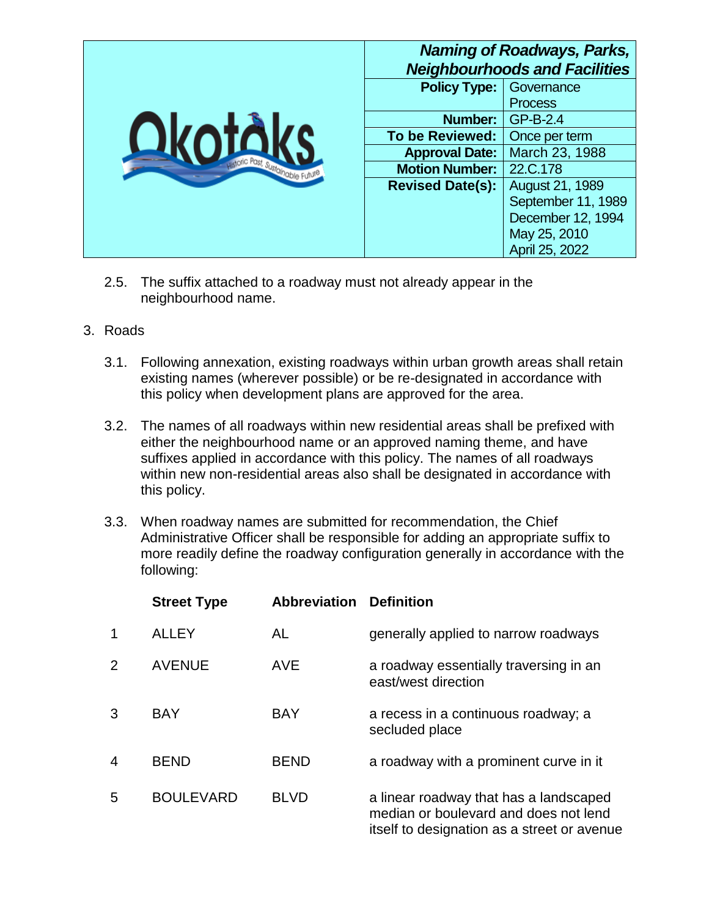2.5. The suffix attached to a roadway must not already appear in the neighbourhood name.

3. Roads

3.1. Following annexation, existing roadways within urban growth areas shall retain existing names (wherever possible) or be re-designated in accordance with this policy when development plans are approved for the area.

3.2. The names of all roadways within new residential areas shall be prefixed with either the neighbourhood name or an approved naming theme, and have suffixes applied in accordance with this policy. The names of all roadways within new non-residential areas also shall be designated in accordance with this policy.

3.3. When roadway names are submitted for recommendation, the Chief Administrative Officer shall be responsible for adding an appropriate suffix to more readily define the roadway configuration generally in accordance with the following:

| | **Street Type** | **Abbreviation** | **Definition** |
|---|---|---|---|
| 1 | ALLEY | AL | generally applied to narrow roadways |
| 2 | AVENUE | AVE | a roadway essentially traversing in an east/west direction |
| 3 | BAY | BAY | a recess in a continuous roadway; a secluded place |
| 4 | BEND | BEND | a roadway with a prominent curve in it |
| 5 | BOULEVARD | BLVD | a linear roadway that has a landscaped median or boulevard and does not lend itself to designation as a street or avenue |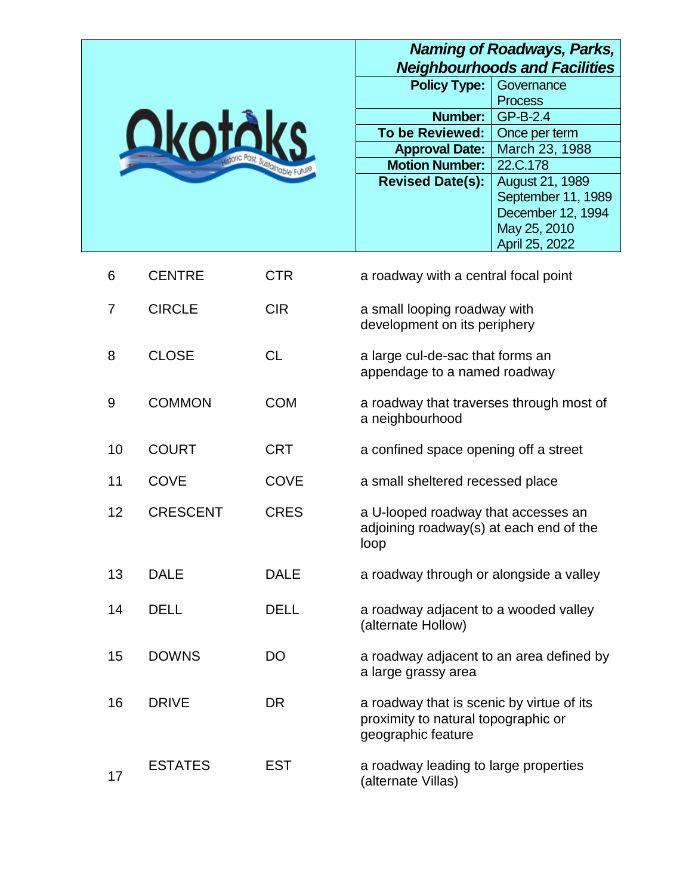| | | | |
|---|---|---|---|
| 6 | CENTRE | CTR | a roadway with a central focal point |
| 7 | CIRCLE | CIR | a small looping roadway with development on its periphery |
| 8 | CLOSE | CL | a large cul-de-sac that forms an appendage to a named roadway |
| 9 | COMMON | COM | a roadway that traverses through most of a neighbourhood |
| 10 | COURT | CRT | a confined space opening off a street |
| 11 | COVE | COVE | a small sheltered recessed place |
| 12 | CRESCENT | CRES | a U-looped roadway that accesses an adjoining roadway(s) at each end of the loop |
| 13 | DALE | DALE | a roadway through or alongside a valley |
| 14 | DELL | DELL | a roadway adjacent to a wooded valley (alternate Hollow) |
| 15 | DOWNS | DO | a roadway adjacent to an area defined by a large grassy area |
| 16 | DRIVE | DR | a roadway that is scenic by virtue of its proximity to natural topographic or geographic feature |
| 17 | ESTATES | EST | a roadway leading to large properties (alternate Villas) |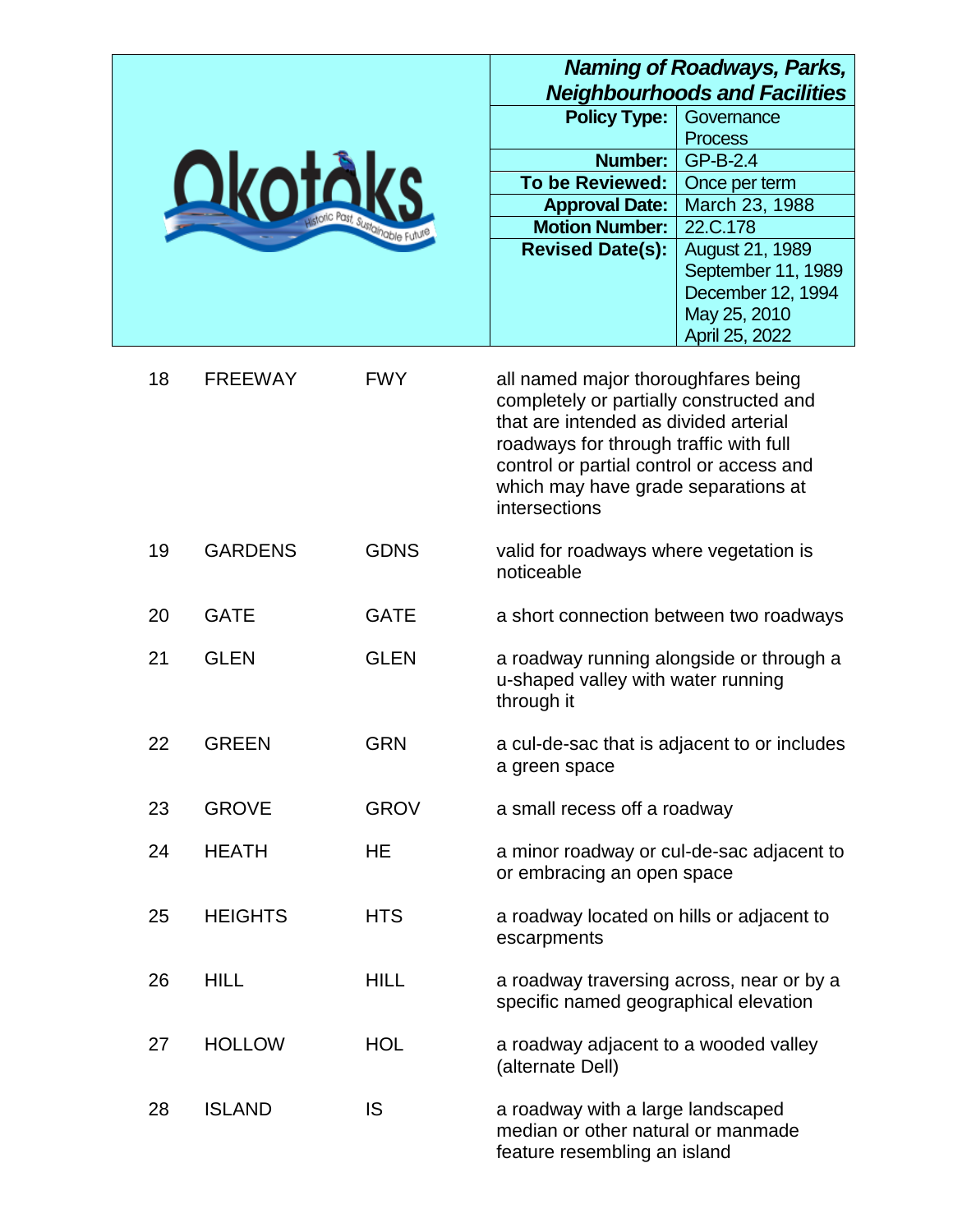| | | | |
|---|---|---|---|
| 18 | FREEWAY | FWY | all named major thoroughfares being completely or partially constructed and that are intended as divided arterial roadways for through traffic with full control or partial control or access and which may have grade separations at intersections |
| 19 | GARDENS | GDNS | valid for roadways where vegetation is noticeable |
| 20 | GATE | GATE | a short connection between two roadways |
| 21 | GLEN | GLEN | a roadway running alongside or through a u-shaped valley with water running through it |
| 22 | GREEN | GRN | a cul-de-sac that is adjacent to or includes a green space |
| 23 | GROVE | GROV | a small recess off a roadway |
| 24 | HEATH | HE | a minor roadway or cul-de-sac adjacent to or embracing an open space |
| 25 | HEIGHTS | HTS | a roadway located on hills or adjacent to escarpments |
| 26 | HILL | HILL | a roadway traversing across, near or by a specific named geographical elevation |
| 27 | HOLLOW | HOL | a roadway adjacent to a wooded valley (alternate Dell) |
| 28 | ISLAND | IS | a roadway with a large landscaped median or other natural or manmade feature resembling an island |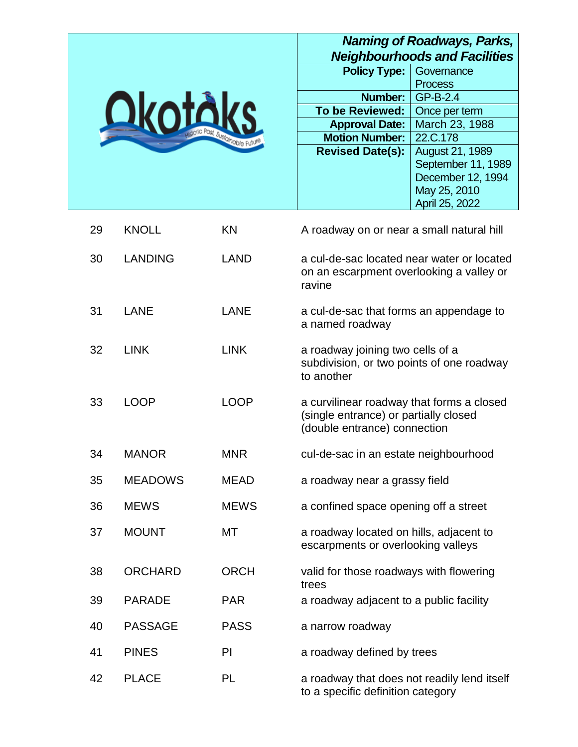| | | | |
|---|---|---|---|
| 29 | KNOLL | KN | A roadway on or near a small natural hill |
| 30 | LANDING | LAND | a cul-de-sac located near water or located on an escarpment overlooking a valley or ravine |
| 31 | LANE | LANE | a cul-de-sac that forms an appendage to a named roadway |
| 32 | LINK | LINK | a roadway joining two cells of a subdivision, or two points of one roadway to another |
| 33 | LOOP | LOOP | a curvilinear roadway that forms a closed (single entrance) or partially closed (double entrance) connection |
| 34 | MANOR | MNR | cul-de-sac in an estate neighbourhood |
| 35 | MEADOWS | MEAD | a roadway near a grassy field |
| 36 | MEWS | MEWS | a confined space opening off a street |
| 37 | MOUNT | MT | a roadway located on hills, adjacent to escarpments or overlooking valleys |
| 38 | ORCHARD | ORCH | valid for those roadways with flowering trees |
| 39 | PARADE | PAR | a roadway adjacent to a public facility |
| 40 | PASSAGE | PASS | a narrow roadway |
| 41 | PINES | PI | a roadway defined by trees |
| 42 | PLACE | PL | a roadway that does not readily lend itself to a specific definition category |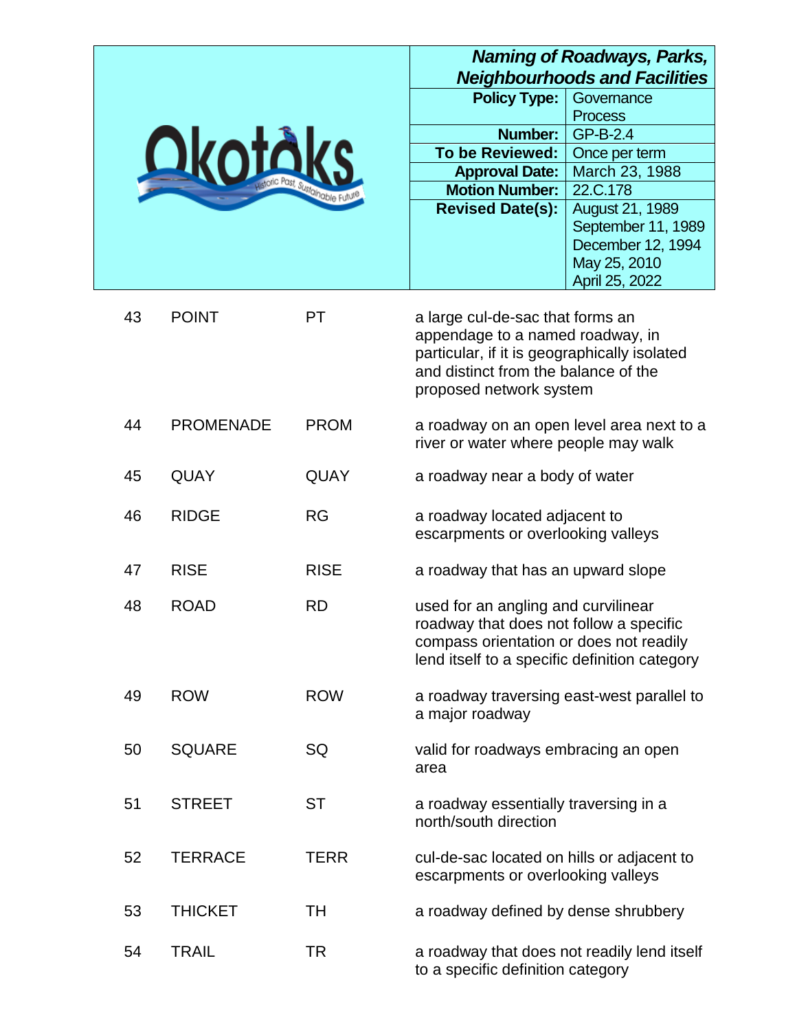| | | | |
|---|---|---|---|
| 43 | POINT | PT | a large cul-de-sac that forms an appendage to a named roadway, in particular, if it is geographically isolated and distinct from the balance of the proposed network system |
| 44 | PROMENADE | PROM | a roadway on an open level area next to a river or water where people may walk |
| 45 | QUAY | QUAY | a roadway near a body of water |
| 46 | RIDGE | RG | a roadway located adjacent to escarpments or overlooking valleys |
| 47 | RISE | RISE | a roadway that has an upward slope |
| 48 | ROAD | RD | used for an angling and curvilinear roadway that does not follow a specific compass orientation or does not readily lend itself to a specific definition category |
| 49 | ROW | ROW | a roadway traversing east-west parallel to a major roadway |
| 50 | SQUARE | SQ | valid for roadways embracing an open area |
| 51 | STREET | ST | a roadway essentially traversing in a north/south direction |
| 52 | TERRACE | TERR | cul-de-sac located on hills or adjacent to escarpments or overlooking valleys |
| 53 | THICKET | TH | a roadway defined by dense shrubbery |
| 54 | TRAIL | TR | a roadway that does not readily lend itself to a specific definition category |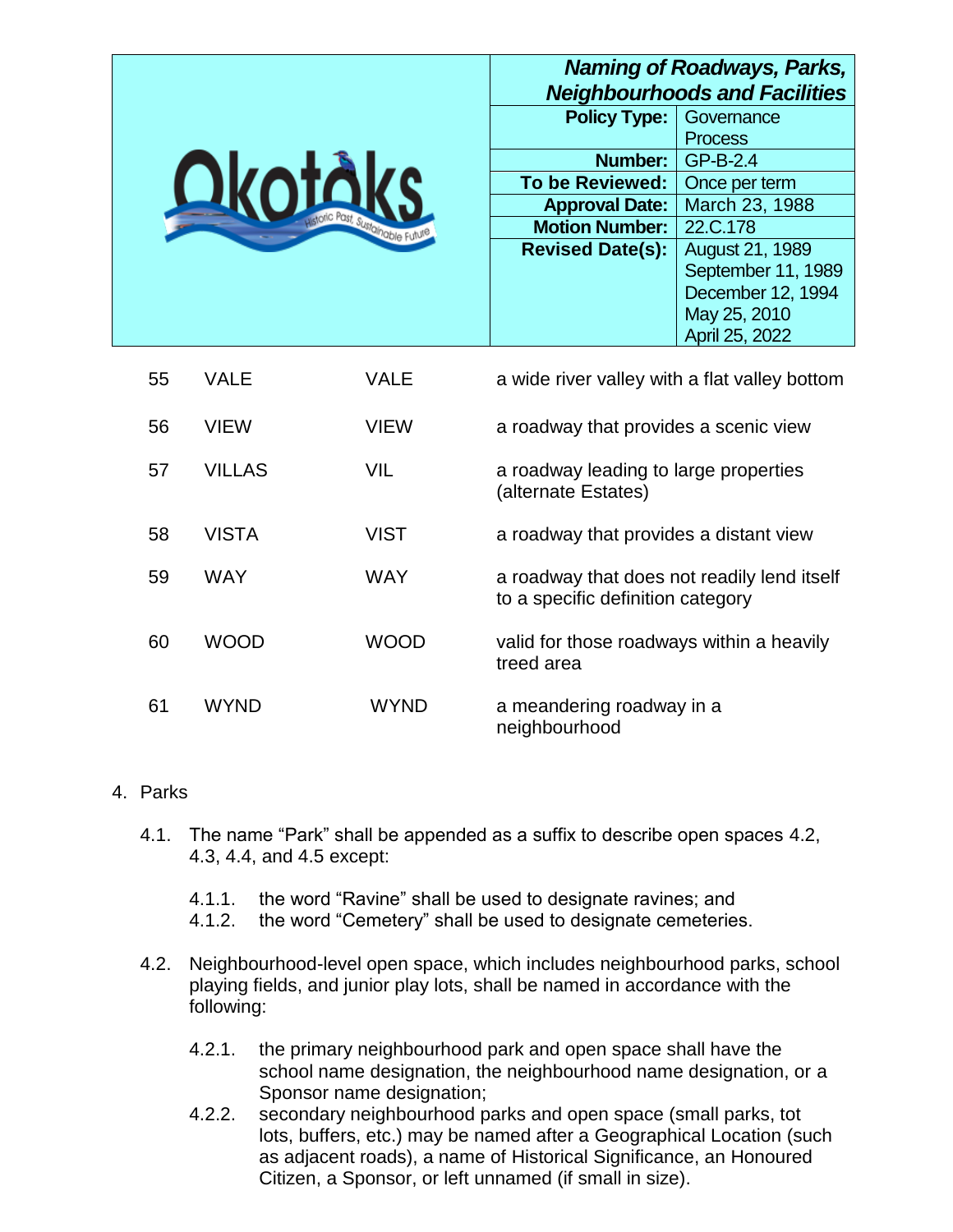| 55 | VALE | VALE | a wide river valley with a flat valley bottom |
|---|---|---|---|
| 56 | VIEW | VIEW | a roadway that provides a scenic view |
| 57 | VILLAS | VIL | a roadway leading to large properties (alternate Estates) |
| 58 | VISTA | VIST | a roadway that provides a distant view |
| 59 | WAY | WAY | a roadway that does not readily lend itself to a specific definition category |
| 60 | WOOD | WOOD | valid for those roadways within a heavily treed area |
| 61 | WYND | WYND | a meandering roadway in a neighbourhood |

4. Parks

4.1. The name "Park" shall be appended as a suffix to describe open spaces 4.2, 4.3, 4.4, and 4.5 except:

4.1.1. the word "Ravine" shall be used to designate ravines; and
4.1.2. the word "Cemetery" shall be used to designate cemeteries.

4.2. Neighbourhood-level open space, which includes neighbourhood parks, school playing fields, and junior play lots, shall be named in accordance with the following:

4.2.1. the primary neighbourhood park and open space shall have the school name designation, the neighbourhood name designation, or a Sponsor name designation;
4.2.2. secondary neighbourhood parks and open space (small parks, tot lots, buffers, etc.) may be named after a Geographical Location (such as adjacent roads), a name of Historical Significance, an Honoured Citizen, a Sponsor, or left unnamed (if small in size).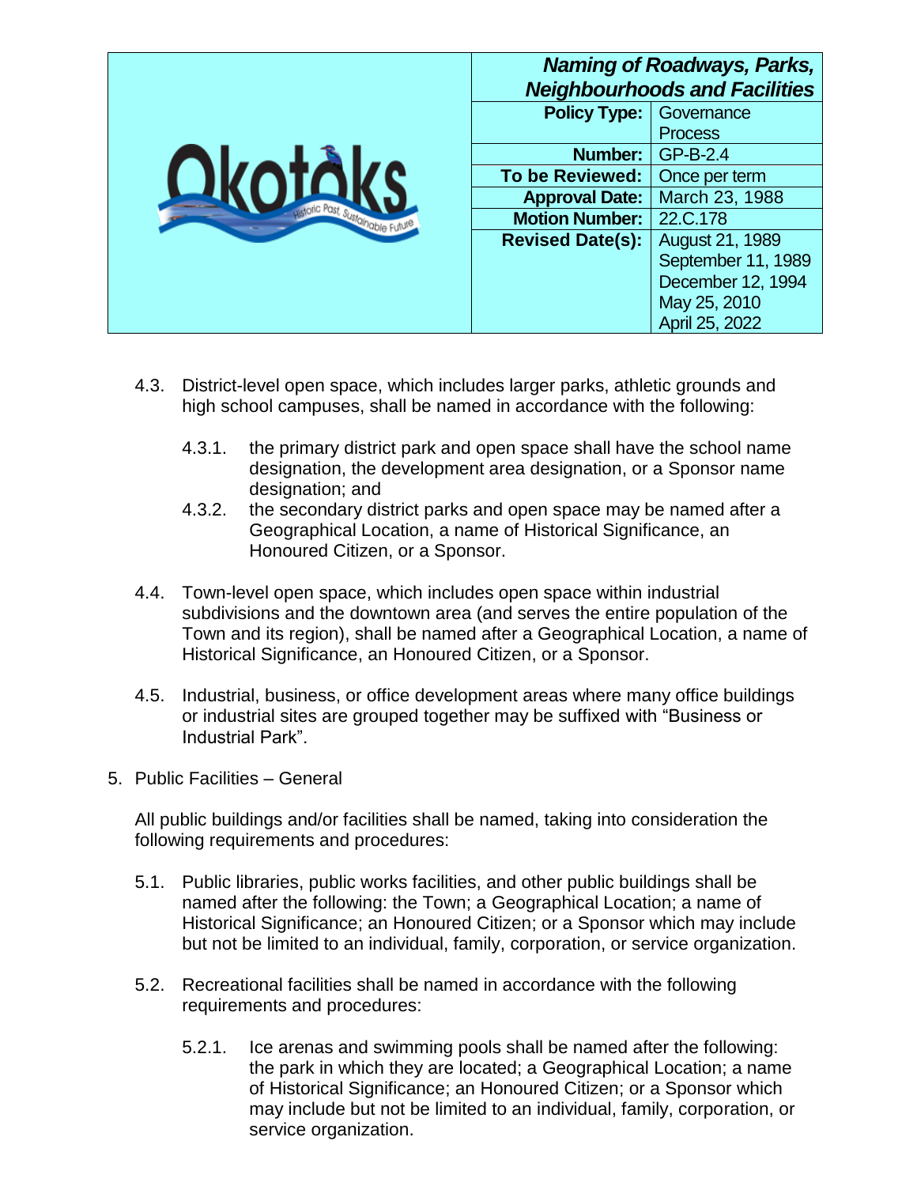4.3. District-level open space, which includes larger parks, athletic grounds and high school campuses, shall be named in accordance with the following:

   4.3.1. the primary district park and open space shall have the school name designation, the development area designation, or a Sponsor name designation; and

   4.3.2. the secondary district parks and open space may be named after a Geographical Location, a name of Historical Significance, an Honoured Citizen, or a Sponsor.

4.4. Town-level open space, which includes open space within industrial subdivisions and the downtown area (and serves the entire population of the Town and its region), shall be named after a Geographical Location, a name of Historical Significance, an Honoured Citizen, or a Sponsor.

4.5. Industrial, business, or office development areas where many office buildings or industrial sites are grouped together may be suffixed with “Business or Industrial Park”.

5. Public Facilities – General

All public buildings and/or facilities shall be named, taking into consideration the following requirements and procedures:

5.1. Public libraries, public works facilities, and other public buildings shall be named after the following: the Town; a Geographical Location; a name of Historical Significance; an Honoured Citizen; or a Sponsor which may include but not be limited to an individual, family, corporation, or service organization.

5.2. Recreational facilities shall be named in accordance with the following requirements and procedures:

   5.2.1. Ice arenas and swimming pools shall be named after the following: the park in which they are located; a Geographical Location; a name of Historical Significance; an Honoured Citizen; or a Sponsor which may include but not be limited to an individual, family, corporation, or service organization.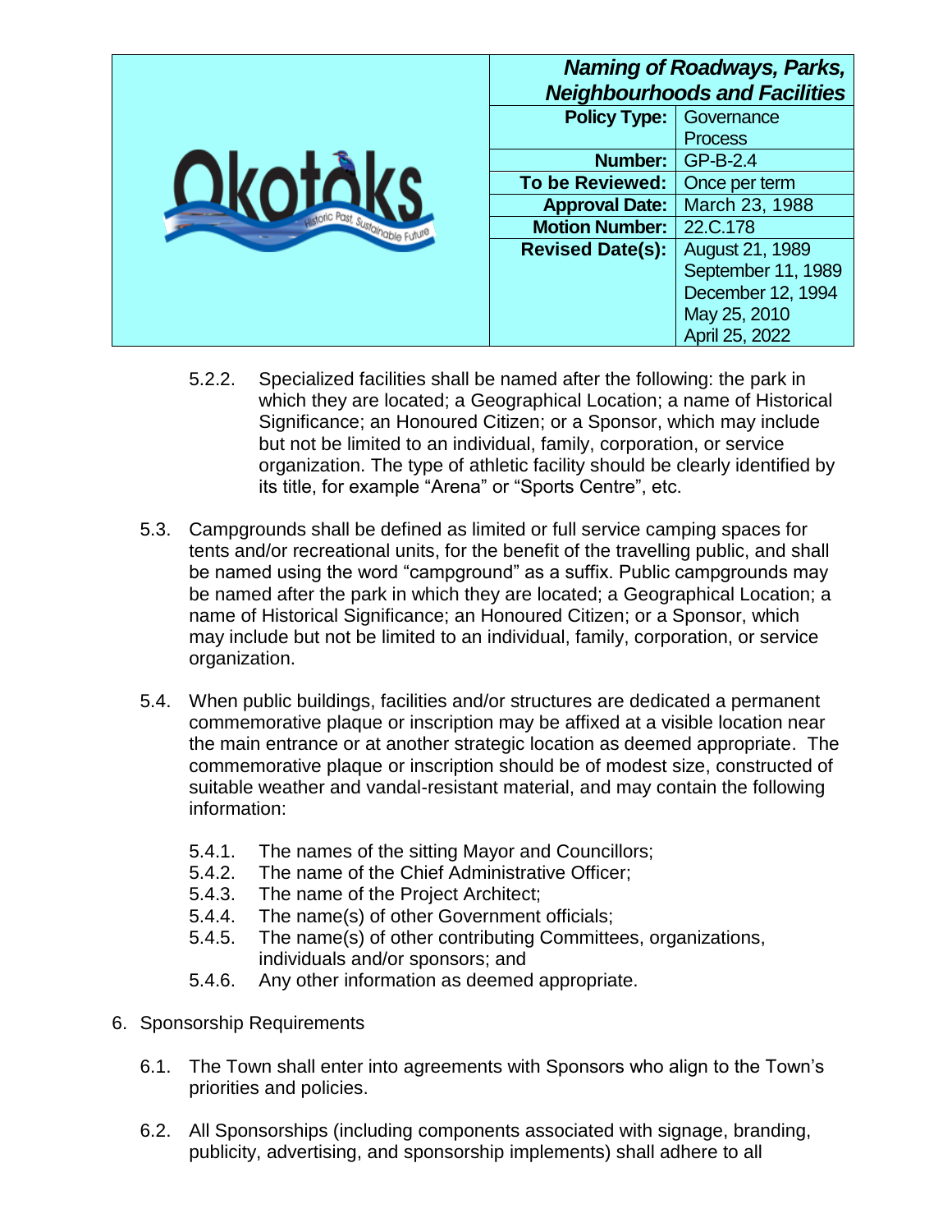5.2.2. Specialized facilities shall be named after the following: the park in which they are located; a Geographical Location; a name of Historical Significance; an Honoured Citizen; or a Sponsor, which may include but not be limited to an individual, family, corporation, or service organization. The type of athletic facility should be clearly identified by its title, for example “Arena” or “Sports Centre”, etc.

5.3. Campgrounds shall be defined as limited or full service camping spaces for tents and/or recreational units, for the benefit of the travelling public, and shall be named using the word “campground” as a suffix. Public campgrounds may be named after the park in which they are located; a Geographical Location; a name of Historical Significance; an Honoured Citizen; or a Sponsor, which may include but not be limited to an individual, family, corporation, or service organization.

5.4. When public buildings, facilities and/or structures are dedicated a permanent commemorative plaque or inscription may be affixed at a visible location near the main entrance or at another strategic location as deemed appropriate. The commemorative plaque or inscription should be of modest size, constructed of suitable weather and vandal-resistant material, and may contain the following information:

5.4.1. The names of the sitting Mayor and Councillors;
5.4.2. The name of the Chief Administrative Officer;
5.4.3. The name of the Project Architect;
5.4.4. The name(s) of other Government officials;
5.4.5. The name(s) of other contributing Committees, organizations, individuals and/or sponsors; and
5.4.6. Any other information as deemed appropriate.

6. Sponsorship Requirements

6.1. The Town shall enter into agreements with Sponsors who align to the Town’s priorities and policies.

6.2. All Sponsorships (including components associated with signage, branding, publicity, advertising, and sponsorship implements) shall adhere to all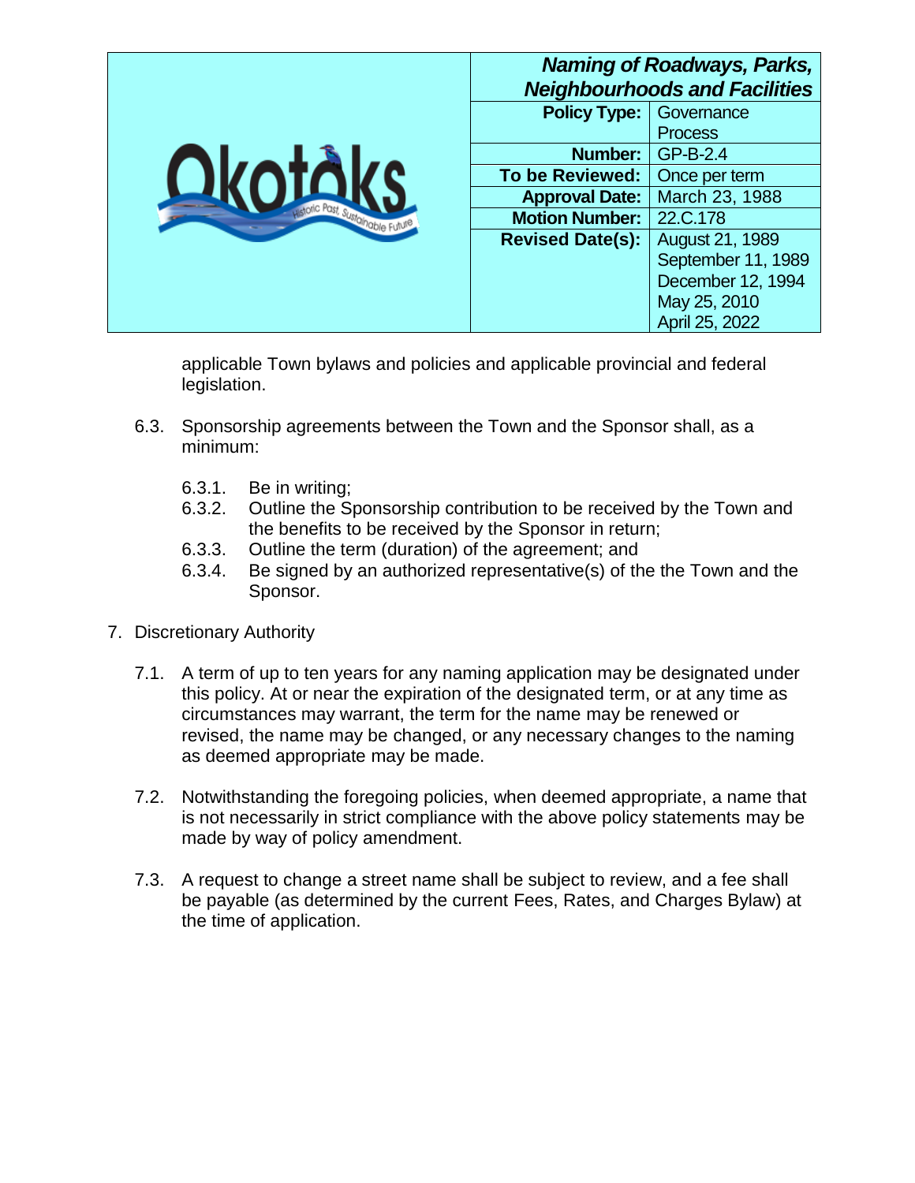applicable Town bylaws and policies and applicable provincial and federal legislation.

6.3. Sponsorship agreements between the Town and the Sponsor shall, as a minimum:

6.3.1. Be in writing;
6.3.2. Outline the Sponsorship contribution to be received by the Town and the benefits to be received by the Sponsor in return;
6.3.3. Outline the term (duration) of the agreement; and
6.3.4. Be signed by an authorized representative(s) of the the Town and the Sponsor.

7. Discretionary Authority

7.1. A term of up to ten years for any naming application may be designated under this policy. At or near the expiration of the designated term, or at any time as circumstances may warrant, the term for the name may be renewed or revised, the name may be changed, or any necessary changes to the naming as deemed appropriate may be made.

7.2. Notwithstanding the foregoing policies, when deemed appropriate, a name that is not necessarily in strict compliance with the above policy statements may be made by way of policy amendment.

7.3. A request to change a street name shall be subject to review, and a fee shall be payable (as determined by the current Fees, Rates, and Charges Bylaw) at the time of application.